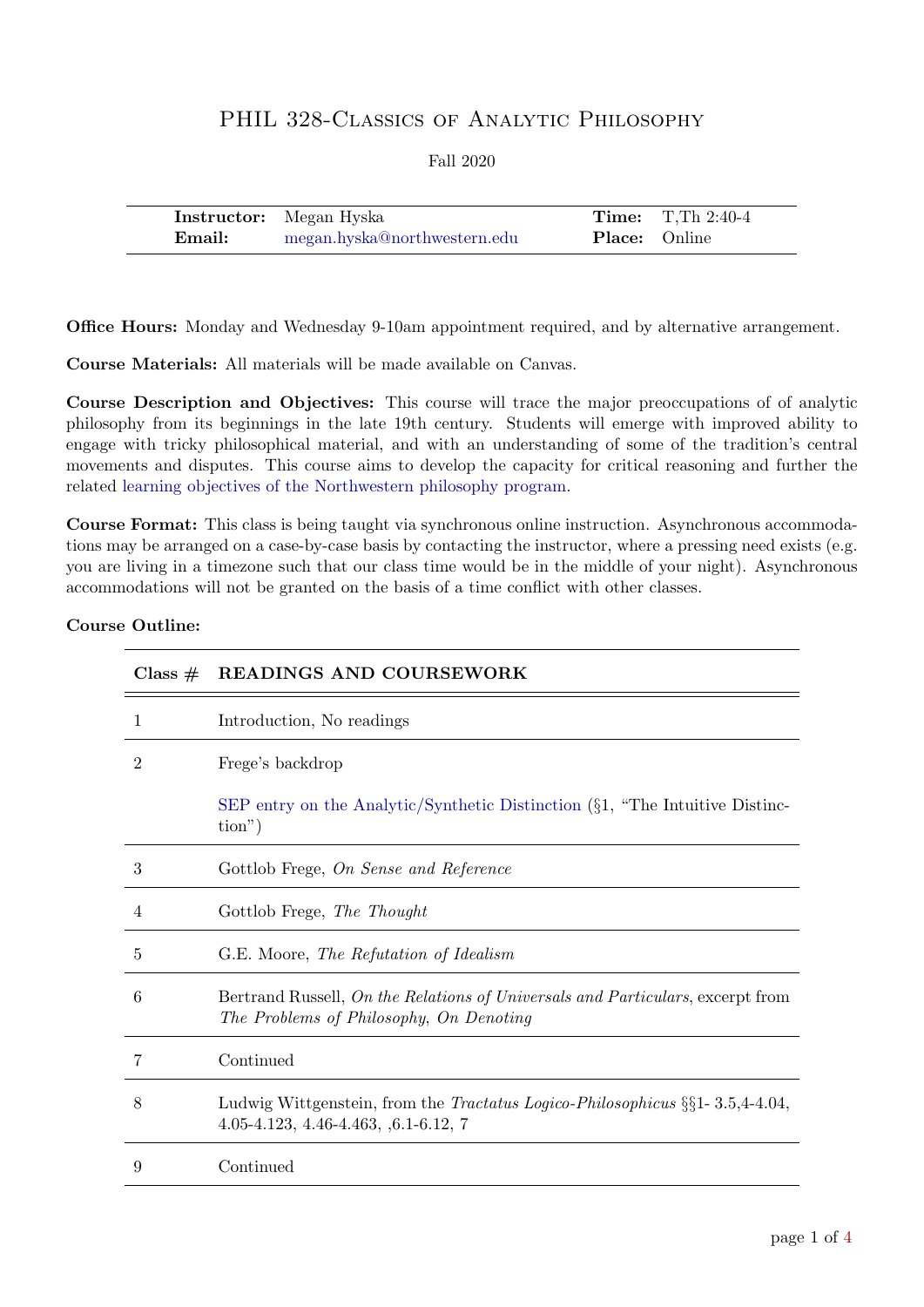# PHIL 328-Classics of Analytic Philosophy

Fall 2020

| | | | |
|---|---|---|---|
| **Instructor:** | Megan Hyska | **Time:** | T,Th 2:40-4 |
| **Email:** | megan.hyska@northwestern.edu | **Place:** | Online |

**Office Hours:** Monday and Wednesday 9-10am appointment required, and by alternative arrangement.

**Course Materials:** All materials will be made available on Canvas.

**Course Description and Objectives:** This course will trace the major preoccupations of of analytic philosophy from its beginnings in the late 19th century. Students will emerge with improved ability to engage with tricky philosophical material, and with an understanding of some of the tradition's central movements and disputes. This course aims to develop the capacity for critical reasoning and further the related learning objectives of the Northwestern philosophy program.

**Course Format:** This class is being taught via synchronous online instruction. Asynchronous accommodations may be arranged on a case-by-case basis by contacting the instructor, where a pressing need exists (e.g. you are living in a timezone such that our class time would be in the middle of your night). Asynchronous accommodations will not be granted on the basis of a time conflict with other classes.

**Course Outline:**

| Class # | READINGS AND COURSEWORK |
|---|---|
| 1 | Introduction, No readings |
| 2 | Frege's backdrop<br><br>SEP entry on the Analytic/Synthetic Distinction (§1, "The Intuitive Distinction") |
| 3 | Gottlob Frege, *On Sense and Reference* |
| 4 | Gottlob Frege, *The Thought* |
| 5 | G.E. Moore, *The Refutation of Idealism* |
| 6 | Bertrand Russell, *On the Relations of Universals and Particulars*, excerpt from *The Problems of Philosophy*, *On Denoting* |
| 7 | Continued |
| 8 | Ludwig Wittgenstein, from the *Tractatus Logico-Philosophicus* §§1- 3.5,4-4.04, 4.05-4.123, 4.46-4.463, ,6.1-6.12, 7 |
| 9 | Continued |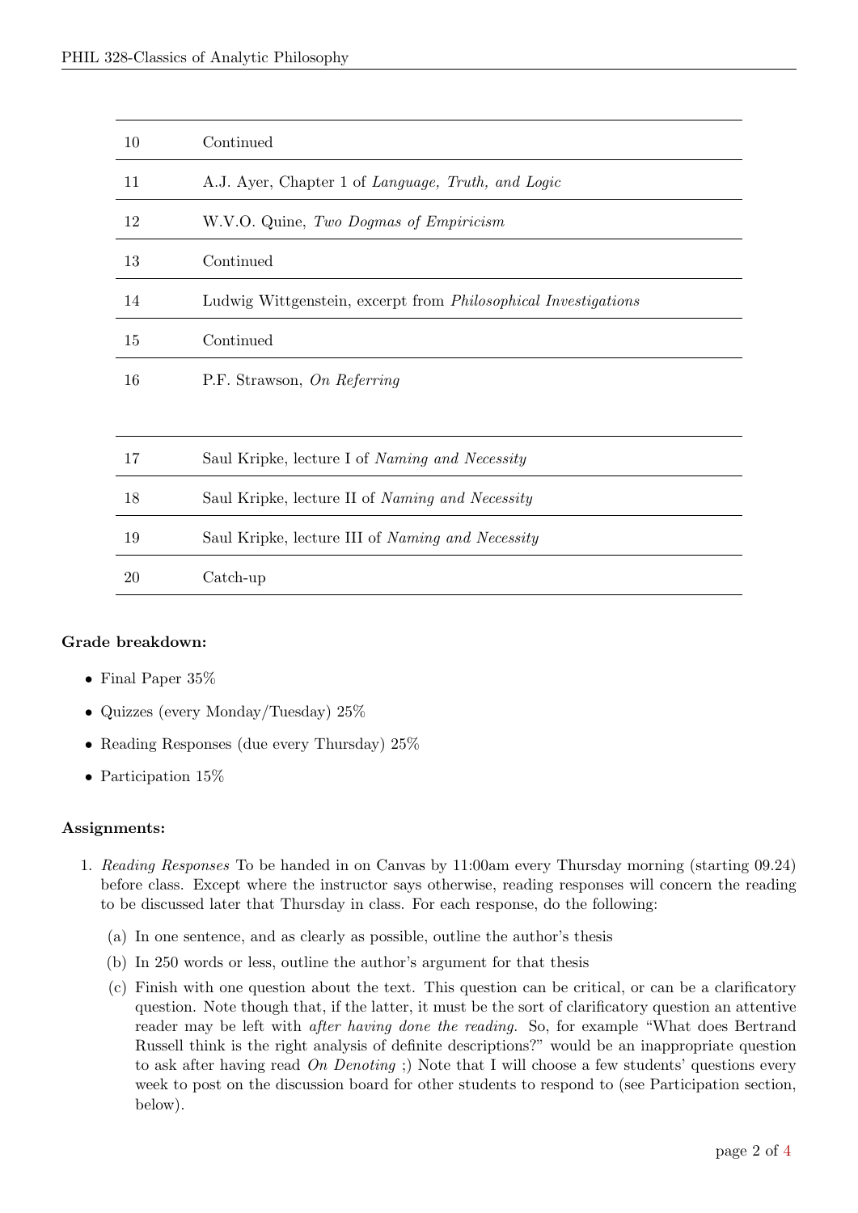| | |
|---|---|
| 10 | Continued |
| 11 | A.J. Ayer, Chapter 1 of *Language, Truth, and Logic* |
| 12 | W.V.O. Quine, *Two Dogmas of Empiricism* |
| 13 | Continued |
| 14 | Ludwig Wittgenstein, excerpt from *Philosophical Investigations* |
| 15 | Continued |
| 16 | P.F. Strawson, *On Referring* |
| 17 | Saul Kripke, lecture I of *Naming and Necessity* |
| 18 | Saul Kripke, lecture II of *Naming and Necessity* |
| 19 | Saul Kripke, lecture III of *Naming and Necessity* |
| 20 | Catch-up |

**Grade breakdown:**

- Final Paper 35%
- Quizzes (every Monday/Tuesday) 25%
- Reading Responses (due every Thursday) 25%
- Participation 15%

**Assignments:**

1. *Reading Responses* To be handed in on Canvas by 11:00am every Thursday morning (starting 09.24) before class. Except where the instructor says otherwise, reading responses will concern the reading to be discussed later that Thursday in class. For each response, do the following:
   (a) In one sentence, and as clearly as possible, outline the author's thesis
   (b) In 250 words or less, outline the author's argument for that thesis
   (c) Finish with one question about the text. This question can be critical, or can be a clarificatory question. Note though that, if the latter, it must be the sort of clarificatory question an attentive reader may be left with *after having done the reading.* So, for example "What does Bertrand Russell think is the right analysis of definite descriptions?" would be an inappropriate question to ask after having read *On Denoting* ;) Note that I will choose a few students' questions every week to post on the discussion board for other students to respond to (see Participation section, below).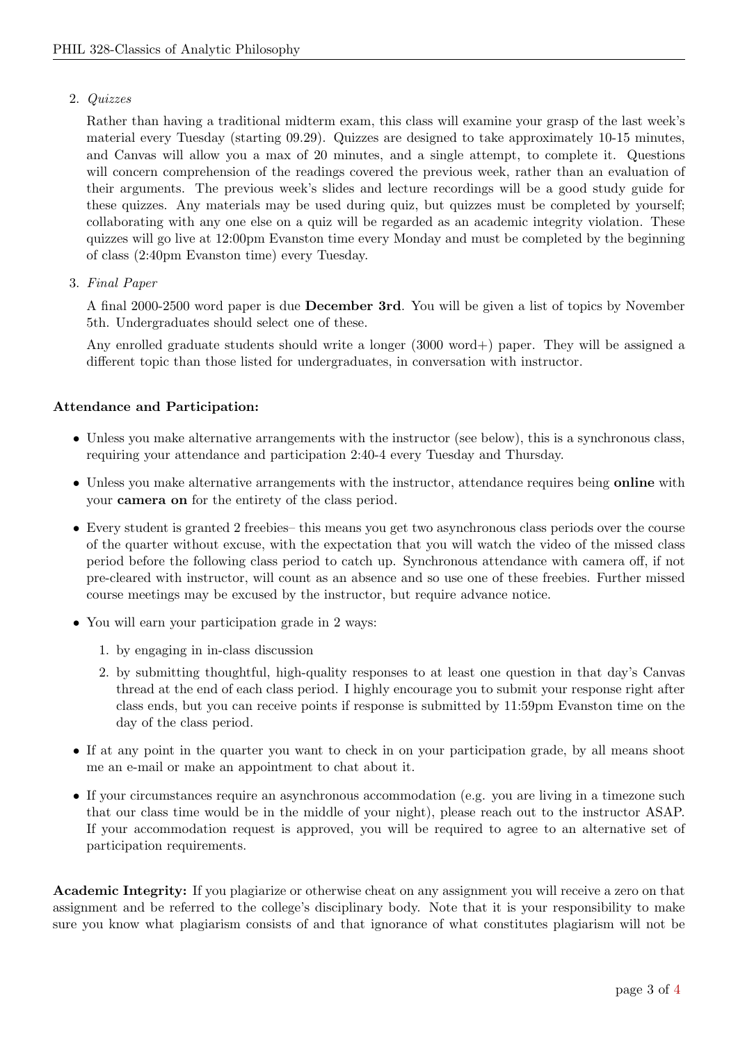2. *Quizzes*

   Rather than having a traditional midterm exam, this class will examine your grasp of the last week's material every Tuesday (starting 09.29). Quizzes are designed to take approximately 10-15 minutes, and Canvas will allow you a max of 20 minutes, and a single attempt, to complete it. Questions will concern comprehension of the readings covered the previous week, rather than an evaluation of their arguments. The previous week's slides and lecture recordings will be a good study guide for these quizzes. Any materials may be used during quiz, but quizzes must be completed by yourself; collaborating with any one else on a quiz will be regarded as an academic integrity violation. These quizzes will go live at 12:00pm Evanston time every Monday and must be completed by the beginning of class (2:40pm Evanston time) every Tuesday.

3. *Final Paper*

   A final 2000-2500 word paper is due **December 3rd**. You will be given a list of topics by November 5th. Undergraduates should select one of these.

   Any enrolled graduate students should write a longer (3000 word+) paper. They will be assigned a different topic than those listed for undergraduates, in conversation with instructor.

**Attendance and Participation:**

- Unless you make alternative arrangements with the instructor (see below), this is a synchronous class, requiring your attendance and participation 2:40-4 every Tuesday and Thursday.
- Unless you make alternative arrangements with the instructor, attendance requires being **online** with your **camera on** for the entirety of the class period.
- Every student is granted 2 freebies– this means you get two asynchronous class periods over the course of the quarter without excuse, with the expectation that you will watch the video of the missed class period before the following class period to catch up. Synchronous attendance with camera off, if not pre-cleared with instructor, will count as an absence and so use one of these freebies. Further missed course meetings may be excused by the instructor, but require advance notice.
- You will earn your participation grade in 2 ways:
  1. by engaging in in-class discussion
  2. by submitting thoughtful, high-quality responses to at least one question in that day's Canvas thread at the end of each class period. I highly encourage you to submit your response right after class ends, but you can receive points if response is submitted by 11:59pm Evanston time on the day of the class period.
- If at any point in the quarter you want to check in on your participation grade, by all means shoot me an e-mail or make an appointment to chat about it.
- If your circumstances require an asynchronous accommodation (e.g. you are living in a timezone such that our class time would be in the middle of your night), please reach out to the instructor ASAP. If your accommodation request is approved, you will be required to agree to an alternative set of participation requirements.

**Academic Integrity:** If you plagiarize or otherwise cheat on any assignment you will receive a zero on that assignment and be referred to the college's disciplinary body. Note that it is your responsibility to make sure you know what plagiarism consists of and that ignorance of what constitutes plagiarism will not be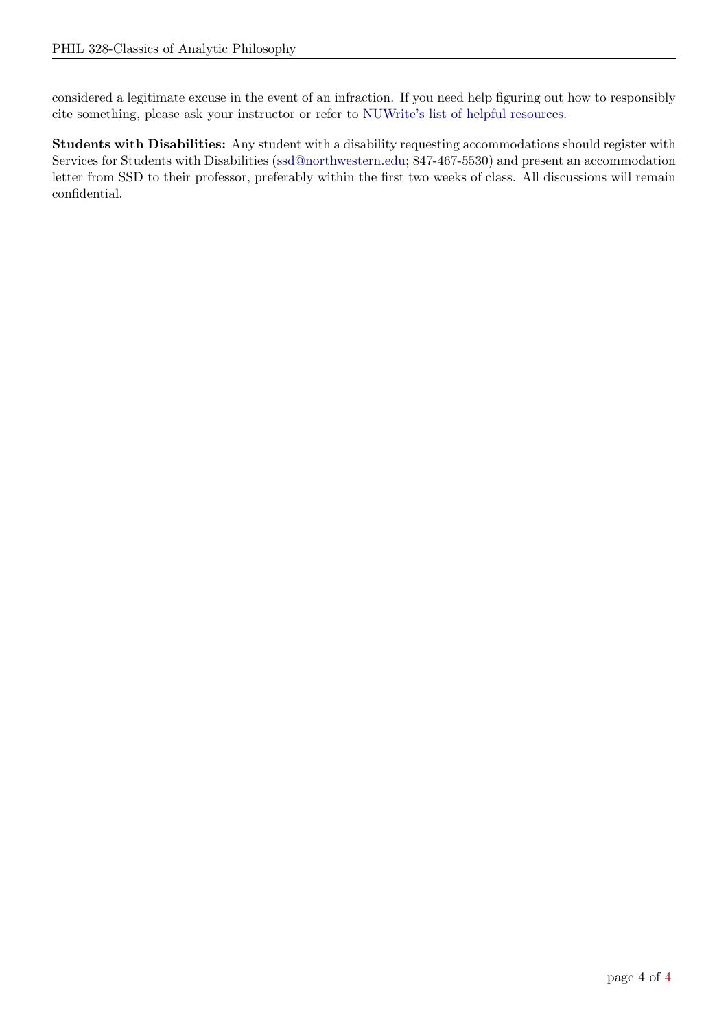considered a legitimate excuse in the event of an infraction. If you need help figuring out how to responsibly cite something, please ask your instructor or refer to NUWrite's list of helpful resources.

**Students with Disabilities:** Any student with a disability requesting accommodations should register with Services for Students with Disabilities (ssd@northwestern.edu; 847-467-5530) and present an accommodation letter from SSD to their professor, preferably within the first two weeks of class. All discussions will remain confidential.